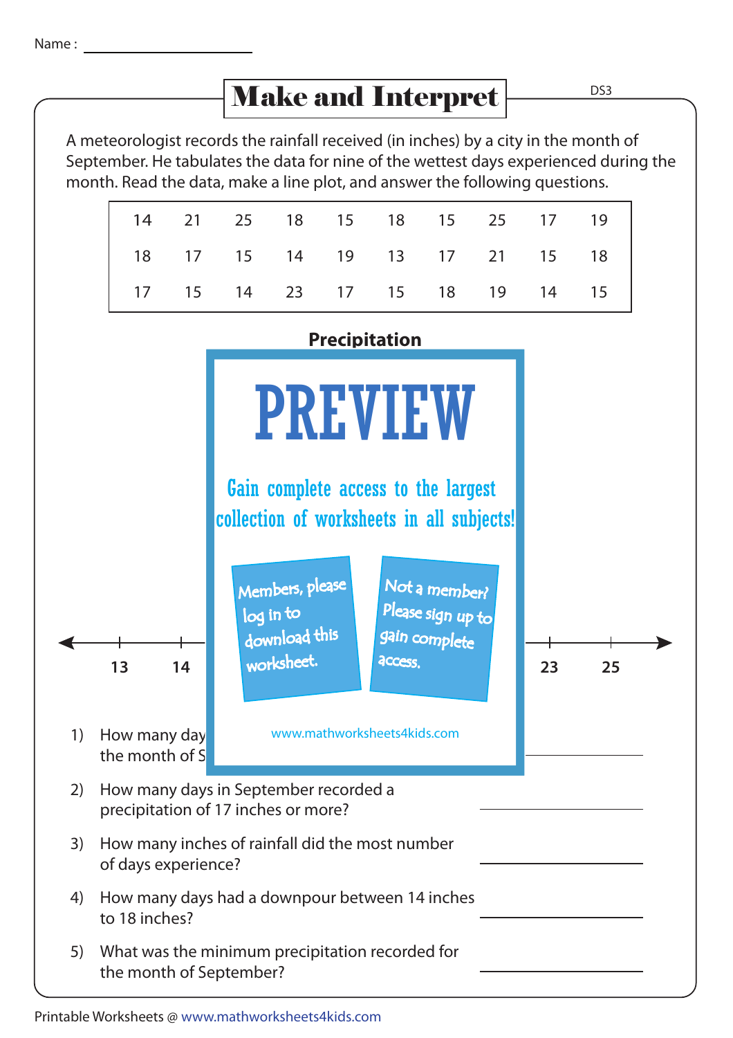Name : ____________________

# Make and Interpret

A meteorologist records the rainfall received (in inches) by a city in the month of September. He tabulates the data for nine of the wettest days experienced during the month. Read the data, make a line plot, and answer the following questions.

| | | | | | | | | | |
|---|---|---|---|---|---|---|---|---|---|
| 14 | 21 | 25 | 18 | 15 | 18 | 15 | 25 | 17 | 19 |
| 18 | 17 | 15 | 14 | 19 | 13 | 17 | 21 | 15 | 18 |
| 17 | 15 | 14 | 23 | 17 | 15 | 18 | 19 | 14 | 15 |

**Precipitation**

**PREVIEW**

Gain complete access to the largest collection of worksheets in all subjects!

Members, please log in to download this worksheet.

Not a member? Please sign up to gain complete access.

www.mathworksheets4kids.com

13 14 ... 23 25

1) How many day... the month of S... ____________

2) How many days in September recorded a precipitation of 17 inches or more? ____________

3) How many inches of rainfall did the most number of days experience? ____________

4) How many days had a downpour between 14 inches to 18 inches? ____________

5) What was the minimum precipitation recorded for the month of September? ____________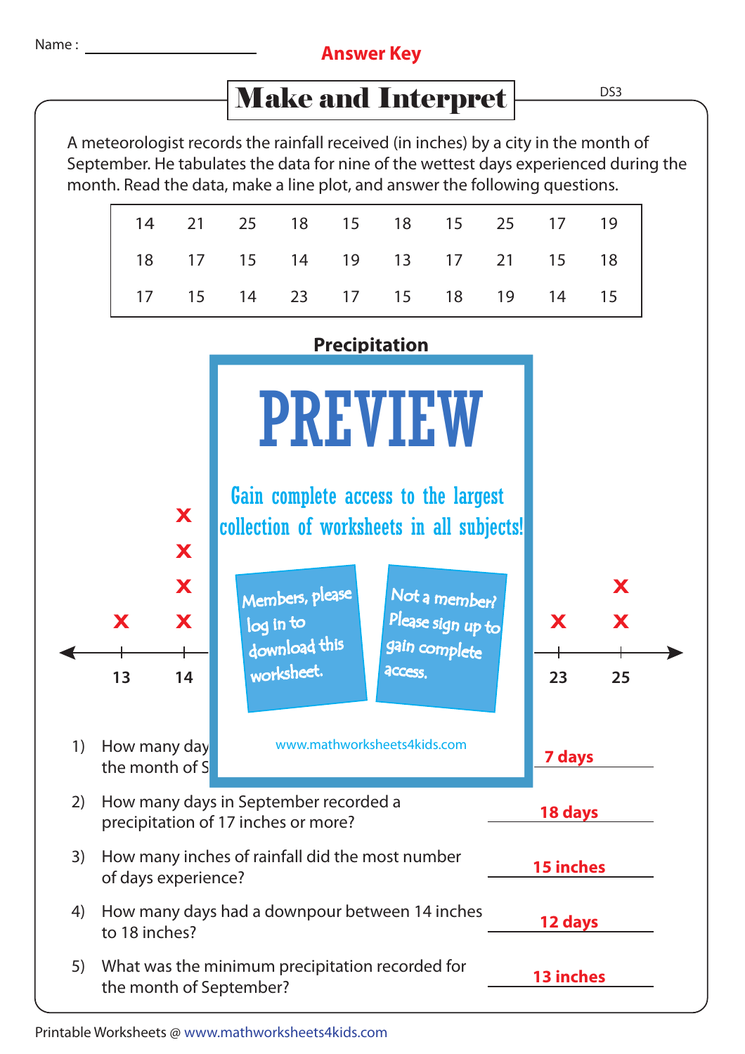Name : ____________________

**Answer Key**

# Make and Interpret

DS3

A meteorologist records the rainfall received (in inches) by a city in the month of September. He tabulates the data for nine of the wettest days experienced during the month. Read the data, make a line plot, and answer the following questions.

| | | | | | | | | | |
|---|---|---|---|---|---|---|---|---|---|
| 14 | 21 | 25 | 18 | 15 | 18 | 15 | 25 | 17 | 19 |
| 18 | 17 | 15 | 14 | 19 | 13 | 17 | 21 | 15 | 18 |
| 17 | 15 | 14 | 23 | 17 | 15 | 18 | 19 | 14 | 15 |

**Precipitation**

13
14
23
25

**PREVIEW**

Gain complete access to the largest collection of worksheets in all subjects!

Members, please log in to download this worksheet.

Not a member? Please sign up to gain complete access.

www.mathworksheets4kids.com

1) How many day... the month of S... **7 days**

2) How many days in September recorded a precipitation of 17 inches or more? **18 days**

3) How many inches of rainfall did the most number of days experience? **15 inches**

4) How many days had a downpour between 14 inches to 18 inches? **12 days**

5) What was the minimum precipitation recorded for the month of September? **13 inches**

Printable Worksheets @ www.mathworksheets4kids.com